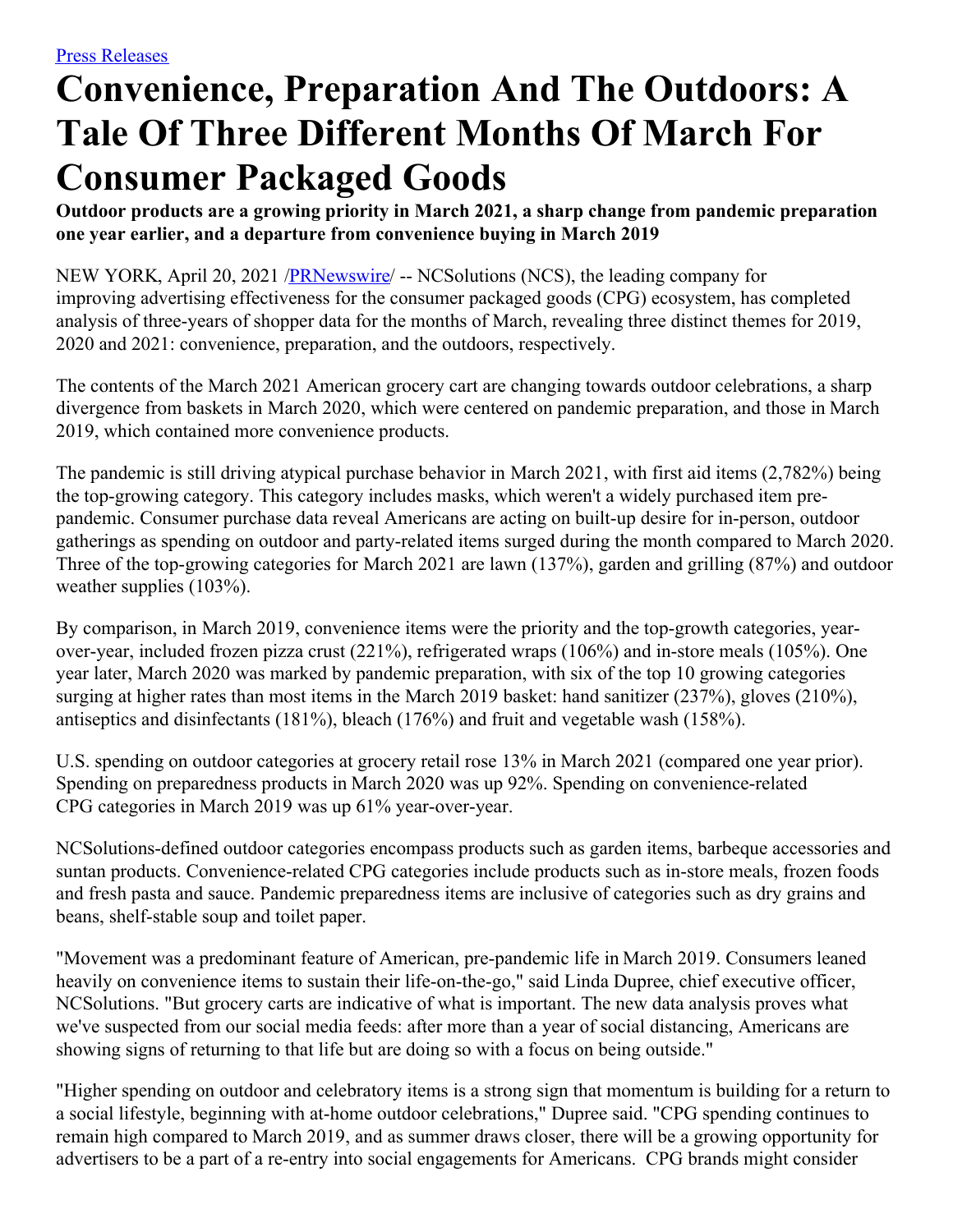Press Releases

# Convenience, Preparation And The Outdoors: A Tale Of Three Different Months Of March For Consumer Packaged Goods

**Outdoor products are a growing priority in March 2021, a sharp change from pandemic preparation one year earlier, and a departure from convenience buying in March 2019**

NEW YORK, April 20, 2021 /PRNewswire/ -- NCSolutions (NCS), the leading company for improving advertising effectiveness for the consumer packaged goods (CPG) ecosystem, has completed analysis of three-years of shopper data for the months of March, revealing three distinct themes for 2019, 2020 and 2021: convenience, preparation, and the outdoors, respectively.

The contents of the March 2021 American grocery cart are changing towards outdoor celebrations, a sharp divergence from baskets in March 2020, which were centered on pandemic preparation, and those in March 2019, which contained more convenience products.

The pandemic is still driving atypical purchase behavior in March 2021, with first aid items (2,782%) being the top-growing category. This category includes masks, which weren't a widely purchased item pre-pandemic. Consumer purchase data reveal Americans are acting on built-up desire for in-person, outdoor gatherings as spending on outdoor and party-related items surged during the month compared to March 2020. Three of the top-growing categories for March 2021 are lawn (137%), garden and grilling (87%) and outdoor weather supplies (103%).

By comparison, in March 2019, convenience items were the priority and the top-growth categories, year-over-year, included frozen pizza crust (221%), refrigerated wraps (106%) and in-store meals (105%). One year later, March 2020 was marked by pandemic preparation, with six of the top 10 growing categories surging at higher rates than most items in the March 2019 basket: hand sanitizer (237%), gloves (210%), antiseptics and disinfectants (181%), bleach (176%) and fruit and vegetable wash (158%).

U.S. spending on outdoor categories at grocery retail rose 13% in March 2021 (compared one year prior). Spending on preparedness products in March 2020 was up 92%. Spending on convenience-related CPG categories in March 2019 was up 61% year-over-year.

NCSolutions-defined outdoor categories encompass products such as garden items, barbeque accessories and suntan products. Convenience-related CPG categories include products such as in-store meals, frozen foods and fresh pasta and sauce. Pandemic preparedness items are inclusive of categories such as dry grains and beans, shelf-stable soup and toilet paper.

"Movement was a predominant feature of American, pre-pandemic life in March 2019. Consumers leaned heavily on convenience items to sustain their life-on-the-go," said Linda Dupree, chief executive officer, NCSolutions. "But grocery carts are indicative of what is important. The new data analysis proves what we've suspected from our social media feeds: after more than a year of social distancing, Americans are showing signs of returning to that life but are doing so with a focus on being outside."

"Higher spending on outdoor and celebratory items is a strong sign that momentum is building for a return to a social lifestyle, beginning with at-home outdoor celebrations," Dupree said. "CPG spending continues to remain high compared to March 2019, and as summer draws closer, there will be a growing opportunity for advertisers to be a part of a re-entry into social engagements for Americans. CPG brands might consider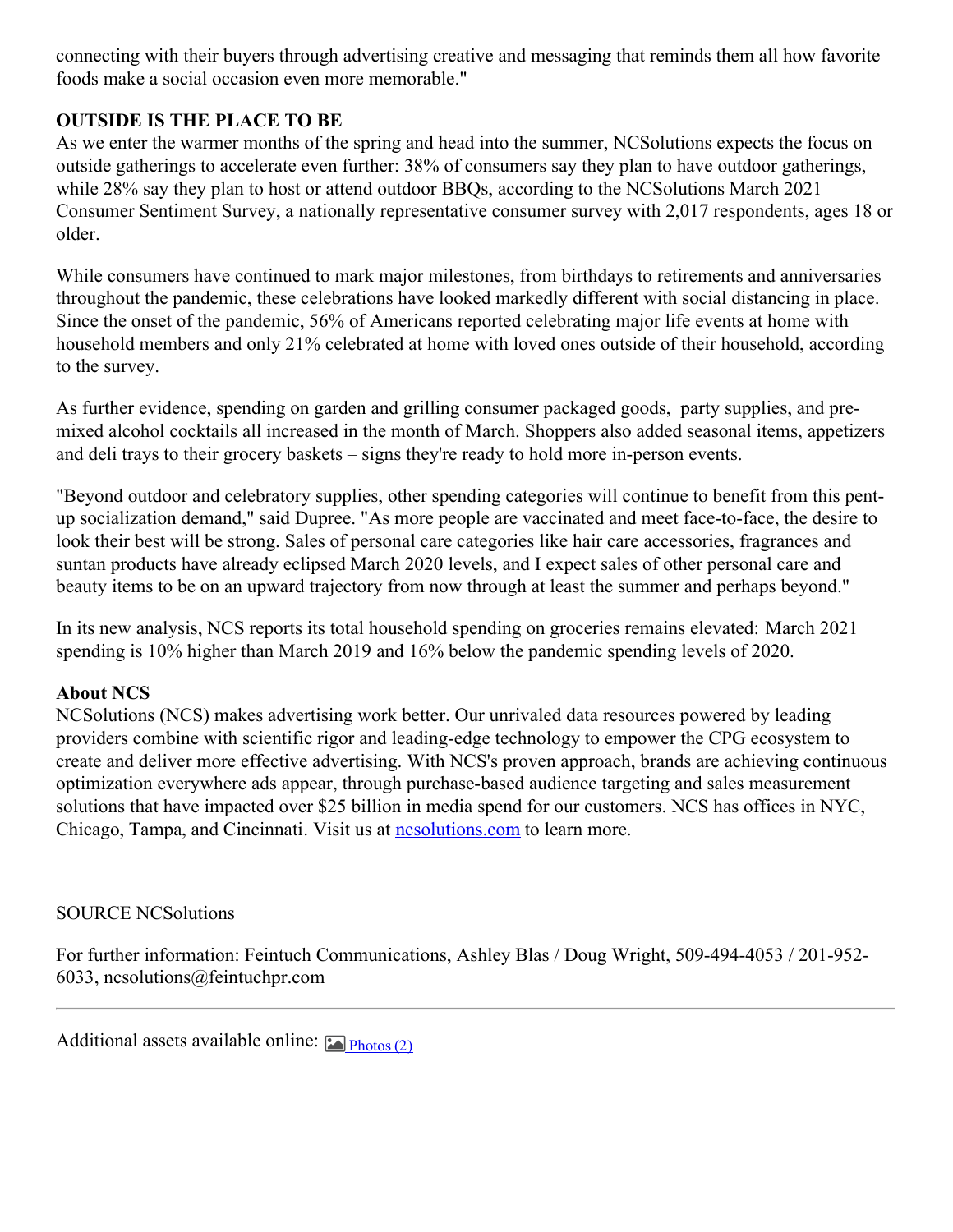connecting with their buyers through advertising creative and messaging that reminds them all how favorite foods make a social occasion even more memorable."

**OUTSIDE IS THE PLACE TO BE**

As we enter the warmer months of the spring and head into the summer, NCSolutions expects the focus on outside gatherings to accelerate even further: 38% of consumers say they plan to have outdoor gatherings, while 28% say they plan to host or attend outdoor BBQs, according to the NCSolutions March 2021 Consumer Sentiment Survey, a nationally representative consumer survey with 2,017 respondents, ages 18 or older.

While consumers have continued to mark major milestones, from birthdays to retirements and anniversaries throughout the pandemic, these celebrations have looked markedly different with social distancing in place. Since the onset of the pandemic, 56% of Americans reported celebrating major life events at home with household members and only 21% celebrated at home with loved ones outside of their household, according to the survey.

As further evidence, spending on garden and grilling consumer packaged goods, party supplies, and pre-mixed alcohol cocktails all increased in the month of March. Shoppers also added seasonal items, appetizers and deli trays to their grocery baskets – signs they're ready to hold more in-person events.

"Beyond outdoor and celebratory supplies, other spending categories will continue to benefit from this pent-up socialization demand," said Dupree. "As more people are vaccinated and meet face-to-face, the desire to look their best will be strong. Sales of personal care categories like hair care accessories, fragrances and suntan products have already eclipsed March 2020 levels, and I expect sales of other personal care and beauty items to be on an upward trajectory from now through at least the summer and perhaps beyond."

In its new analysis, NCS reports its total household spending on groceries remains elevated: March 2021 spending is 10% higher than March 2019 and 16% below the pandemic spending levels of 2020.

**About NCS**

NCSolutions (NCS) makes advertising work better. Our unrivaled data resources powered by leading providers combine with scientific rigor and leading-edge technology to empower the CPG ecosystem to create and deliver more effective advertising. With NCS's proven approach, brands are achieving continuous optimization everywhere ads appear, through purchase-based audience targeting and sales measurement solutions that have impacted over $25 billion in media spend for our customers. NCS has offices in NYC, Chicago, Tampa, and Cincinnati. Visit us at ncsolutions.com to learn more.

SOURCE NCSolutions

For further information: Feintuch Communications, Ashley Blas / Doug Wright, 509-494-4053 / 201-952-6033, ncsolutions@feintuchpr.com

---

Additional assets available online: Photos (2)